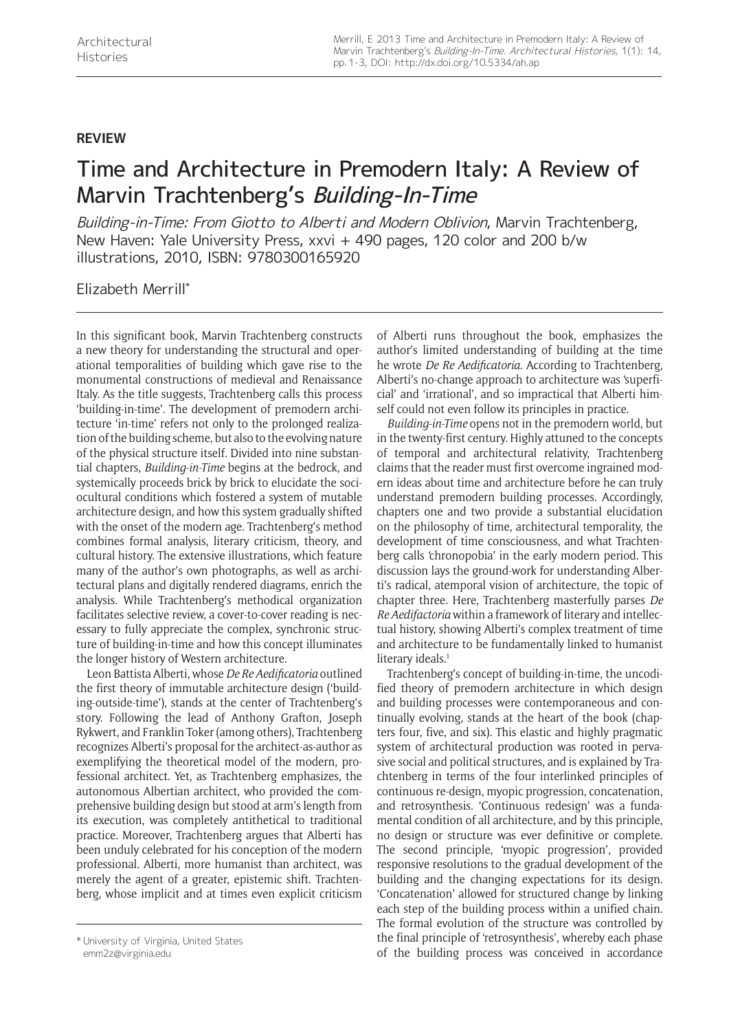**REVIEW**

# Time and Architecture in Premodern Italy: A Review of Marvin Trachtenberg's *Building-In-Time*

*Building-in-Time: From Giotto to Alberti and Modern Oblivion*, Marvin Trachtenberg, New Haven: Yale University Press, xxvi + 490 pages, 120 color and 200 b/w illustrations, 2010, ISBN: 9780300165920

Elizabeth Merrill*

In this significant book, Marvin Trachtenberg constructs a new theory for understanding the structural and operational temporalities of building which gave rise to the monumental constructions of medieval and Renaissance Italy. As the title suggests, Trachtenberg calls this process 'building-in-time'. The development of premodern architecture 'in-time' refers not only to the prolonged realization of the building scheme, but also to the evolving nature of the physical structure itself. Divided into nine substantial chapters, *Building-in-Time* begins at the bedrock, and systemically proceeds brick by brick to elucidate the sociocultural conditions which fostered a system of mutable architecture design, and how this system gradually shifted with the onset of the modern age. Trachtenberg's method combines formal analysis, literary criticism, theory, and cultural history. The extensive illustrations, which feature many of the author's own photographs, as well as architectural plans and digitally rendered diagrams, enrich the analysis. While Trachtenberg's methodical organization facilitates selective review, a cover-to-cover reading is necessary to fully appreciate the complex, synchronic structure of building-in-time and how this concept illuminates the longer history of Western architecture.

Leon Battista Alberti, whose *De Re Aedificatoria* outlined the first theory of immutable architecture design ('building-outside-time'), stands at the center of Trachtenberg's story. Following the lead of Anthony Grafton, Joseph Rykwert, and Franklin Toker (among others), Trachtenberg recognizes Alberti's proposal for the architect-as-author as exemplifying the theoretical model of the modern, professional architect. Yet, as Trachtenberg emphasizes, the autonomous Albertian architect, who provided the comprehensive building design but stood at arm's length from its execution, was completely antithetical to traditional practice. Moreover, Trachtenberg argues that Alberti has been unduly celebrated for his conception of the modern professional. Alberti, more humanist than architect, was merely the agent of a greater, epistemic shift. Trachtenberg, whose implicit and at times even explicit criticism of Alberti runs throughout the book, emphasizes the author's limited understanding of building at the time he wrote *De Re Aedificatoria*. According to Trachtenberg, Alberti's no-change approach to architecture was 'superficial' and 'irrational', and so impractical that Alberti himself could not even follow its principles in practice.

*Building-in-Time* opens not in the premodern world, but in the twenty-first century. Highly attuned to the concepts of temporal and architectural relativity, Trachtenberg claims that the reader must first overcome ingrained modern ideas about time and architecture before he can truly understand premodern building processes. Accordingly, chapters one and two provide a substantial elucidation on the philosophy of time, architectural temporality, the development of time consciousness, and what Trachtenberg calls 'chronopobia' in the early modern period. This discussion lays the ground-work for understanding Alberti's radical, atemporal vision of architecture, the topic of chapter three. Here, Trachtenberg masterfully parses *De Re Aedifactoria* within a framework of literary and intellectual history, showing Alberti's complex treatment of time and architecture to be fundamentally linked to humanist literary ideals.[1]

Trachtenberg's concept of building-in-time, the uncodified theory of premodern architecture in which design and building processes were contemporaneous and continually evolving, stands at the heart of the book (chapters four, five, and six). This elastic and highly pragmatic system of architectural production was rooted in pervasive social and political structures, and is explained by Trachtenberg in terms of the four interlinked principles of continuous re-design, myopic progression, concatenation, and retrosynthesis. 'Continuous redesign' was a fundamental condition of all architecture, and by this principle, no design or structure was ever definitive or complete. The second principle, 'myopic progression', provided responsive resolutions to the gradual development of the building and the changing expectations for its design. 'Concatenation' allowed for structured change by linking each step of the building process within a unified chain. The formal evolution of the structure was controlled by the final principle of 'retrosynthesis', whereby each phase of the building process was conceived in accordance

\* University of Virginia, United States
emm2z@virginia.edu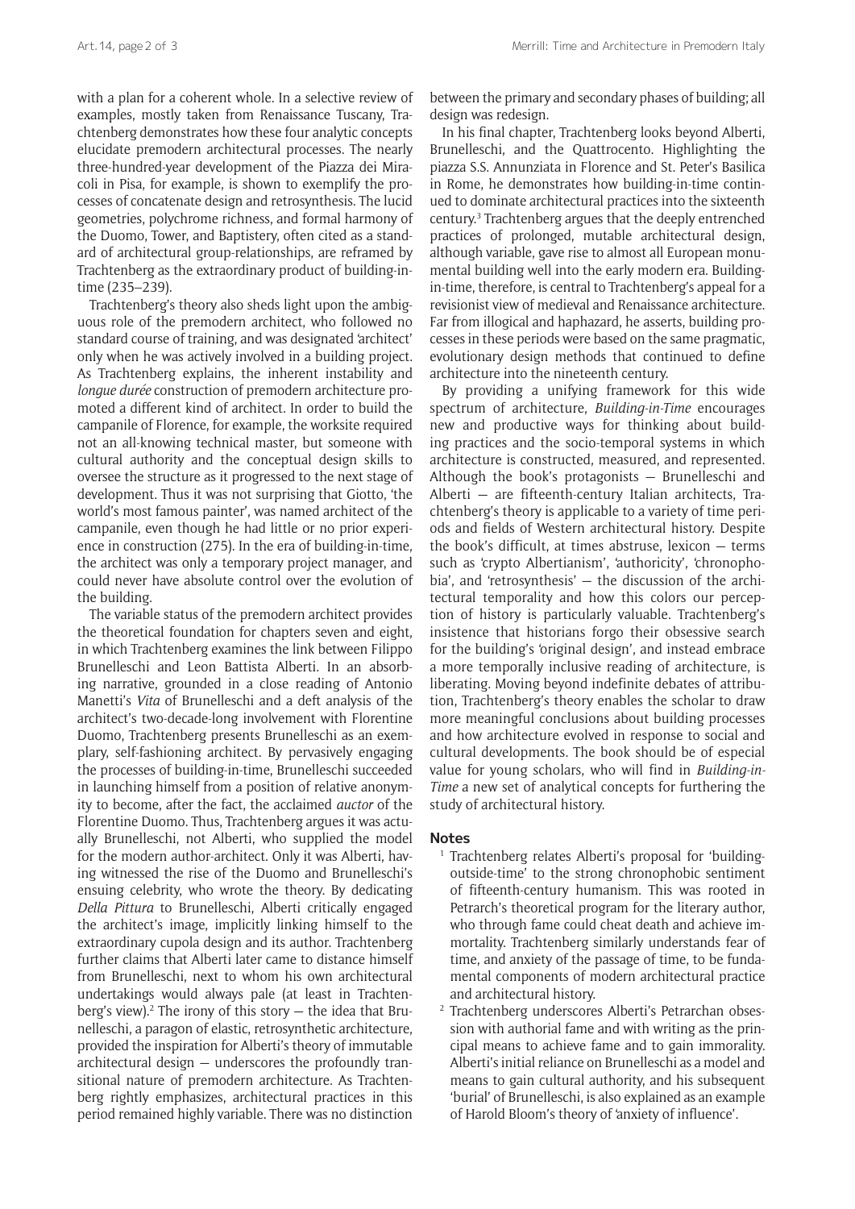with a plan for a coherent whole. In a selective review of examples, mostly taken from Renaissance Tuscany, Trachtenberg demonstrates how these four analytic concepts elucidate premodern architectural processes. The nearly three-hundred-year development of the Piazza dei Miracoli in Pisa, for example, is shown to exemplify the processes of concatenate design and retrosynthesis. The lucid geometries, polychrome richness, and formal harmony of the Duomo, Tower, and Baptistery, often cited as a standard of architectural group-relationships, are reframed by Trachtenberg as the extraordinary product of building-in-time (235–239).

Trachtenberg's theory also sheds light upon the ambiguous role of the premodern architect, who followed no standard course of training, and was designated 'architect' only when he was actively involved in a building project. As Trachtenberg explains, the inherent instability and *longue durée* construction of premodern architecture promoted a different kind of architect. In order to build the campanile of Florence, for example, the worksite required not an all-knowing technical master, but someone with cultural authority and the conceptual design skills to oversee the structure as it progressed to the next stage of development. Thus it was not surprising that Giotto, 'the world's most famous painter', was named architect of the campanile, even though he had little or no prior experience in construction (275). In the era of building-in-time, the architect was only a temporary project manager, and could never have absolute control over the evolution of the building.

The variable status of the premodern architect provides the theoretical foundation for chapters seven and eight, in which Trachtenberg examines the link between Filippo Brunelleschi and Leon Battista Alberti. In an absorbing narrative, grounded in a close reading of Antonio Manetti's *Vita* of Brunelleschi and a deft analysis of the architect's two-decade-long involvement with Florentine Duomo, Trachtenberg presents Brunelleschi as an exemplary, self-fashioning architect. By pervasively engaging the processes of building-in-time, Brunelleschi succeeded in launching himself from a position of relative anonymity to become, after the fact, the acclaimed *auctor* of the Florentine Duomo. Thus, Trachtenberg argues it was actually Brunelleschi, not Alberti, who supplied the model for the modern author-architect. Only it was Alberti, having witnessed the rise of the Duomo and Brunelleschi's ensuing celebrity, who wrote the theory. By dedicating *Della Pittura* to Brunelleschi, Alberti critically engaged the architect's image, implicitly linking himself to the extraordinary cupola design and its author. Trachtenberg further claims that Alberti later came to distance himself from Brunelleschi, next to whom his own architectural undertakings would always pale (at least in Trachtenberg's view).[2] The irony of this story — the idea that Brunelleschi, a paragon of elastic, retrosynthetic architecture, provided the inspiration for Alberti's theory of immutable architectural design — underscores the profoundly transitional nature of premodern architecture. As Trachtenberg rightly emphasizes, architectural practices in this period remained highly variable. There was no distinction between the primary and secondary phases of building; all design was redesign.

In his final chapter, Trachtenberg looks beyond Alberti, Brunelleschi, and the Quattrocento. Highlighting the piazza S.S. Annunziata in Florence and St. Peter's Basilica in Rome, he demonstrates how building-in-time continued to dominate architectural practices into the sixteenth century.[3] Trachtenberg argues that the deeply entrenched practices of prolonged, mutable architectural design, although variable, gave rise to almost all European monumental building well into the early modern era. Building-in-time, therefore, is central to Trachtenberg's appeal for a revisionist view of medieval and Renaissance architecture. Far from illogical and haphazard, he asserts, building processes in these periods were based on the same pragmatic, evolutionary design methods that continued to define architecture into the nineteenth century.

By providing a unifying framework for this wide spectrum of architecture, *Building-in-Time* encourages new and productive ways for thinking about building practices and the socio-temporal systems in which architecture is constructed, measured, and represented. Although the book's protagonists — Brunelleschi and Alberti — are fifteenth-century Italian architects, Trachtenberg's theory is applicable to a variety of time periods and fields of Western architectural history. Despite the book's difficult, at times abstruse, lexicon — terms such as 'crypto Albertianism', 'authoricity', 'chronophobia', and 'retrosynthesis' — the discussion of the architectural temporality and how this colors our perception of history is particularly valuable. Trachtenberg's insistence that historians forgo their obsessive search for the building's 'original design', and instead embrace a more temporally inclusive reading of architecture, is liberating. Moving beyond indefinite debates of attribution, Trachtenberg's theory enables the scholar to draw more meaningful conclusions about building processes and how architecture evolved in response to social and cultural developments. The book should be of especial value for young scholars, who will find in *Building-in-Time* a new set of analytical concepts for furthering the study of architectural history.

## Notes

1. Trachtenberg relates Alberti's proposal for 'building-outside-time' to the strong chronophobic sentiment of fifteenth-century humanism. This was rooted in Petrarch's theoretical program for the literary author, who through fame could cheat death and achieve immortality. Trachtenberg similarly understands fear of time, and anxiety of the passage of time, to be fundamental components of modern architectural practice and architectural history.
2. Trachtenberg underscores Alberti's Petrarchan obsession with authorial fame and with writing as the principal means to achieve fame and to gain immorality. Alberti's initial reliance on Brunelleschi as a model and means to gain cultural authority, and his subsequent 'burial' of Brunelleschi, is also explained as an example of Harold Bloom's theory of 'anxiety of influence'.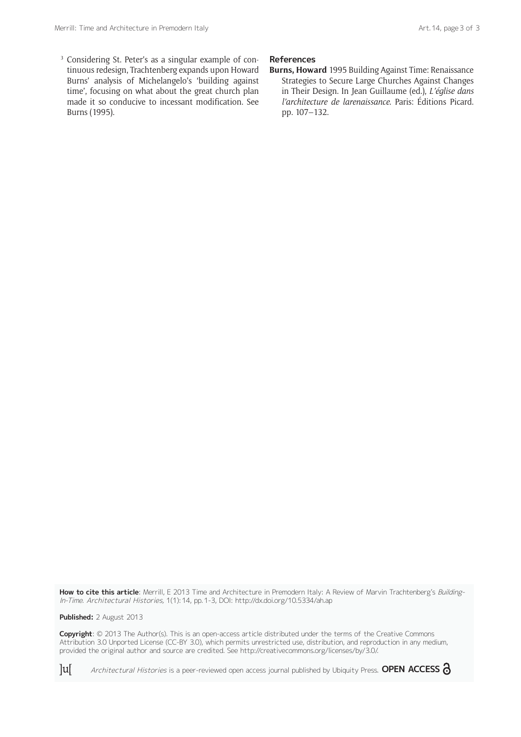[3] Considering St. Peter's as a singular example of continuous redesign, Trachtenberg expands upon Howard Burns' analysis of Michelangelo's 'building against time', focusing on what about the great church plan made it so conducive to incessant modification. See Burns (1995).

## References

**Burns, Howard** 1995 Building Against Time: Renaissance Strategies to Secure Large Churches Against Changes in Their Design. In Jean Guillaume (ed.), *L'église dans l'architecture de larenaissance*. Paris: Éditions Picard. pp. 107–132.

**How to cite this article**: Merrill, E 2013 Time and Architecture in Premodern Italy: A Review of Marvin Trachtenberg's *Building-In-Time*. *Architectural Histories*, 1(1): 14, pp. 1-3, DOI: http://dx.doi.org/10.5334/ah.ap

**Published:** 2 August 2013

**Copyright**: © 2013 The Author(s). This is an open-access article distributed under the terms of the Creative Commons Attribution 3.0 Unported License (CC-BY 3.0), which permits unrestricted use, distribution, and reproduction in any medium, provided the original author and source are credited. See http://creativecommons.org/licenses/by/3.0/.

*Architectural Histories* is a peer-reviewed open access journal published by Ubiquity Press. **OPEN ACCESS**